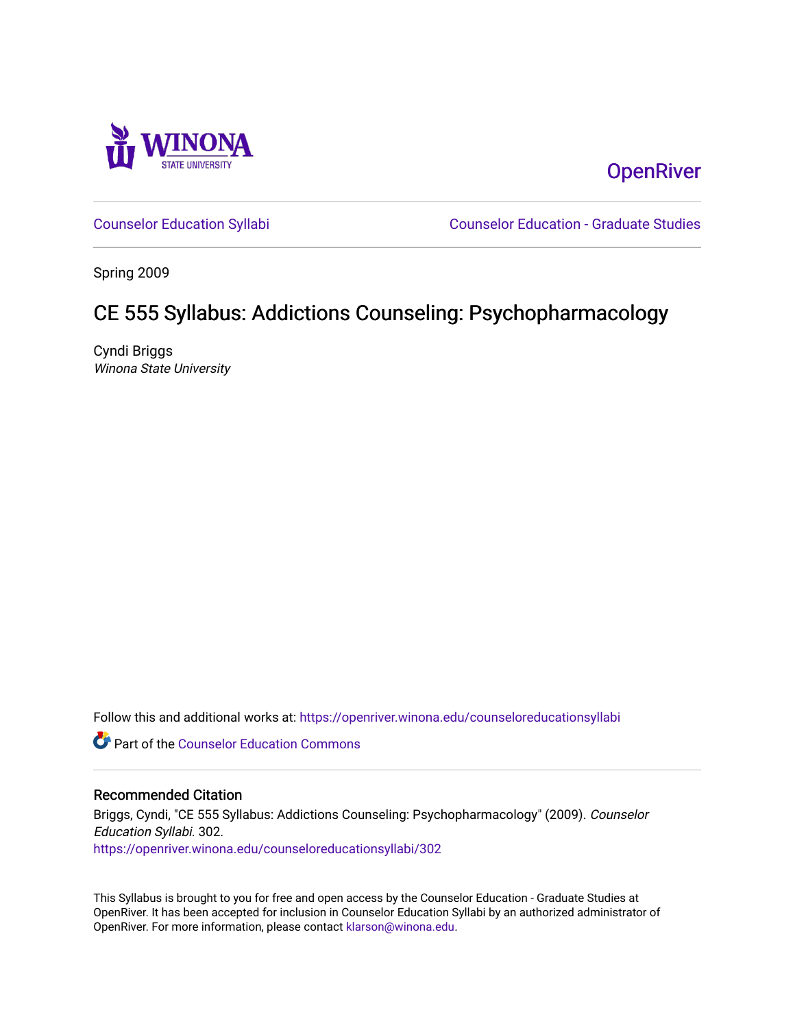Winona State University

OpenRiver

Counselor Education Syllabi | Counselor Education - Graduate Studies

Spring 2009

# CE 555 Syllabus: Addictions Counseling: Psychopharmacology

Cyndi Briggs
*Winona State University*

Follow this and additional works at: https://openriver.winona.edu/counseloreducationsyllabi

Part of the Counselor Education Commons

## Recommended Citation

Briggs, Cyndi, "CE 555 Syllabus: Addictions Counseling: Psychopharmacology" (2009). *Counselor Education Syllabi*. 302.
https://openriver.winona.edu/counseloreducationsyllabi/302

This Syllabus is brought to you for free and open access by the Counselor Education - Graduate Studies at OpenRiver. It has been accepted for inclusion in Counselor Education Syllabi by an authorized administrator of OpenRiver. For more information, please contact klarson@winona.edu.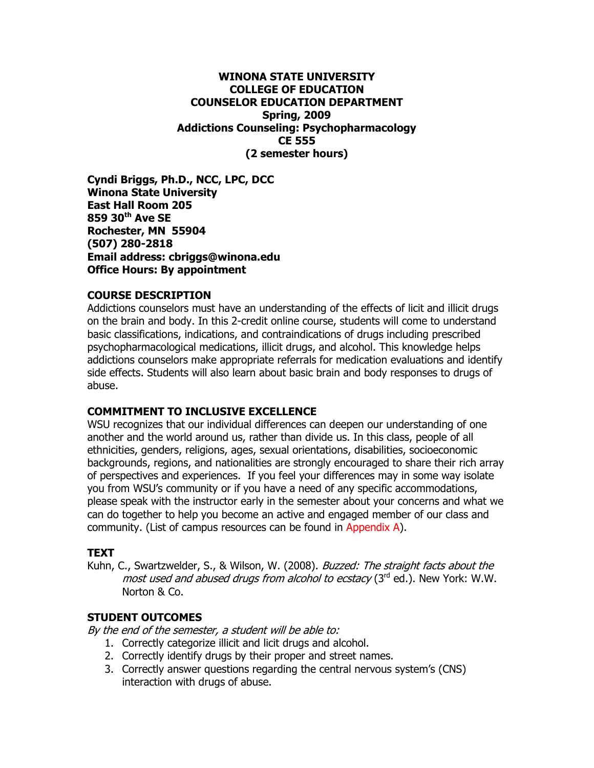**WINONA STATE UNIVERSITY**
**COLLEGE OF EDUCATION**
**COUNSELOR EDUCATION DEPARTMENT**
**Spring, 2009**
**Addictions Counseling: Psychopharmacology**
**CE 555**
**(2 semester hours)**

**Cyndi Briggs, Ph.D., NCC, LPC, DCC**
**Winona State University**
**East Hall Room 205**
**859 30th Ave SE**
**Rochester, MN 55904**
**(507) 280-2818**
**Email address: cbriggs@winona.edu**
**Office Hours: By appointment**

## COURSE DESCRIPTION

Addictions counselors must have an understanding of the effects of licit and illicit drugs on the brain and body. In this 2-credit online course, students will come to understand basic classifications, indications, and contraindications of drugs including prescribed psychopharmacological medications, illicit drugs, and alcohol. This knowledge helps addictions counselors make appropriate referrals for medication evaluations and identify side effects. Students will also learn about basic brain and body responses to drugs of abuse.

## COMMITMENT TO INCLUSIVE EXCELLENCE

WSU recognizes that our individual differences can deepen our understanding of one another and the world around us, rather than divide us. In this class, people of all ethnicities, genders, religions, ages, sexual orientations, disabilities, socioeconomic backgrounds, regions, and nationalities are strongly encouraged to share their rich array of perspectives and experiences. If you feel your differences may in some way isolate you from WSU's community or if you have a need of any specific accommodations, please speak with the instructor early in the semester about your concerns and what we can do together to help you become an active and engaged member of our class and community. (List of campus resources can be found in Appendix A).

## TEXT

Kuhn, C., Swartzwelder, S., & Wilson, W. (2008). *Buzzed: The straight facts about the most used and abused drugs from alcohol to ecstacy* (3rd ed.). New York: W.W. Norton & Co.

## STUDENT OUTCOMES

*By the end of the semester, a student will be able to:*

1. Correctly categorize illicit and licit drugs and alcohol.
2. Correctly identify drugs by their proper and street names.
3. Correctly answer questions regarding the central nervous system's (CNS) interaction with drugs of abuse.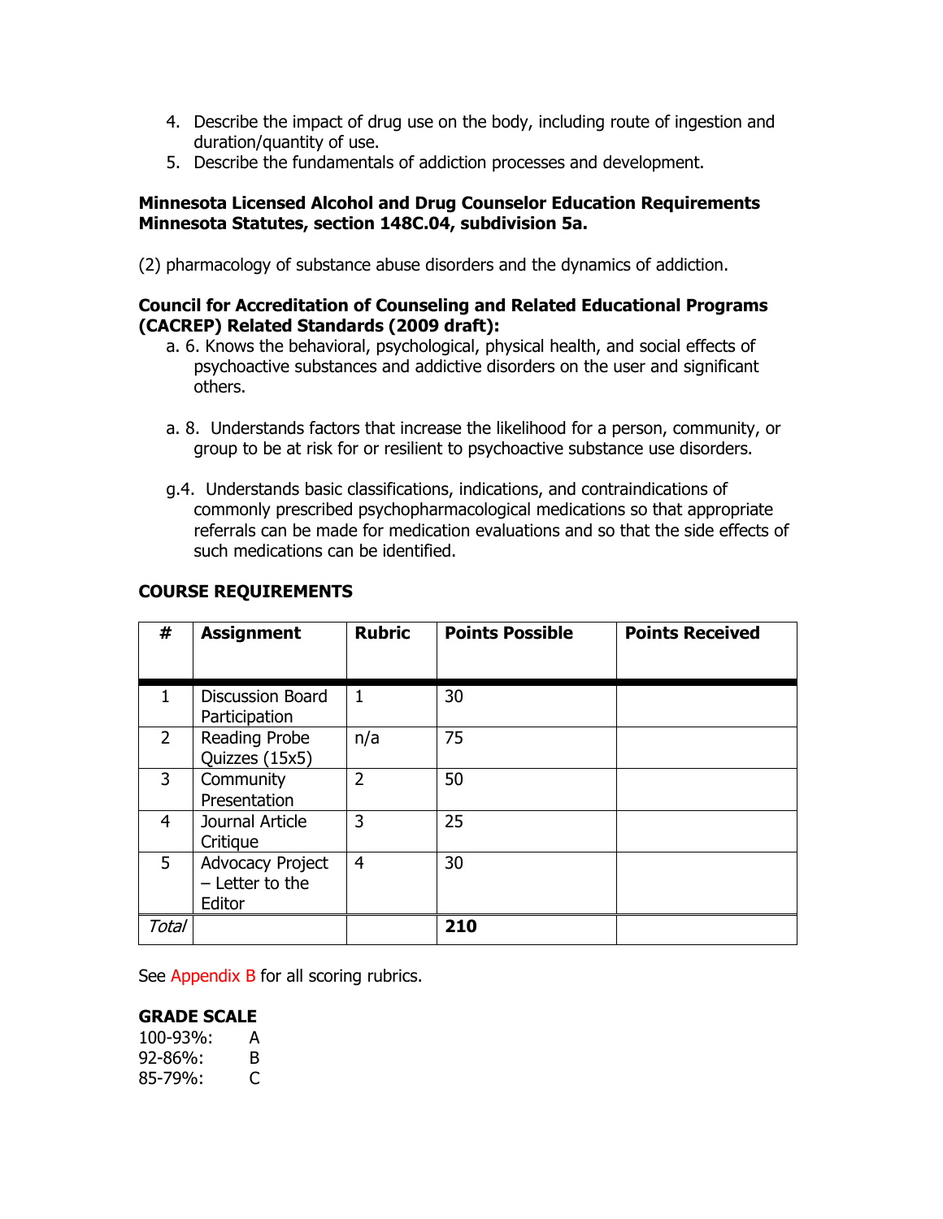4. Describe the impact of drug use on the body, including route of ingestion and duration/quantity of use.
5. Describe the fundamentals of addiction processes and development.

**Minnesota Licensed Alcohol and Drug Counselor Education Requirements Minnesota Statutes, section 148C.04, subdivision 5a.**

(2) pharmacology of substance abuse disorders and the dynamics of addiction.

**Council for Accreditation of Counseling and Related Educational Programs (CACREP) Related Standards (2009 draft):**

a. 6. Knows the behavioral, psychological, physical health, and social effects of psychoactive substances and addictive disorders on the user and significant others.

a. 8. Understands factors that increase the likelihood for a person, community, or group to be at risk for or resilient to psychoactive substance use disorders.

g.4. Understands basic classifications, indications, and contraindications of commonly prescribed psychopharmacological medications so that appropriate referrals can be made for medication evaluations and so that the side effects of such medications can be identified.

## COURSE REQUIREMENTS

| # | Assignment | Rubric | Points Possible | Points Received |
|---|---|---|---|---|
| 1 | Discussion Board Participation | 1 | 30 | |
| 2 | Reading Probe Quizzes (15x5) | n/a | 75 | |
| 3 | Community Presentation | 2 | 50 | |
| 4 | Journal Article Critique | 3 | 25 | |
| 5 | Advocacy Project – Letter to the Editor | 4 | 30 | |
| *Total* | | | **210** | |

See Appendix B for all scoring rubrics.

## GRADE SCALE

100-93%: A
92-86%: B
85-79%: C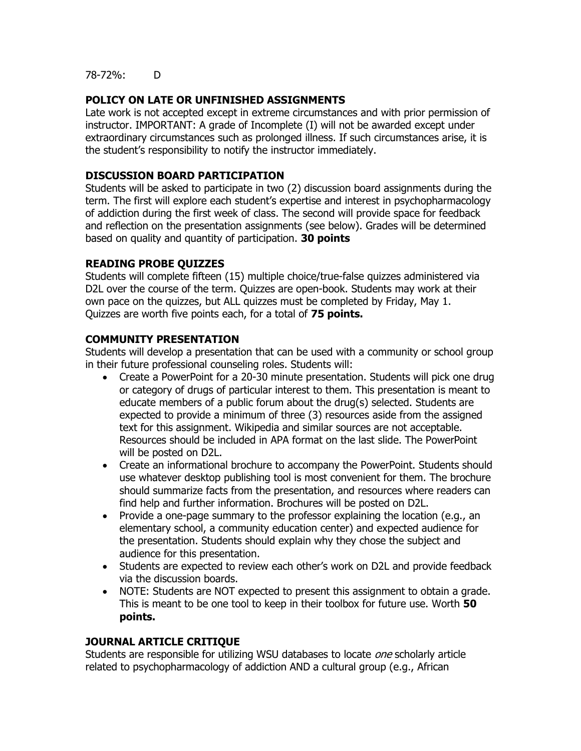78-72%: D

### POLICY ON LATE OR UNFINISHED ASSIGNMENTS

Late work is not accepted except in extreme circumstances and with prior permission of instructor. IMPORTANT: A grade of Incomplete (I) will not be awarded except under extraordinary circumstances such as prolonged illness. If such circumstances arise, it is the student's responsibility to notify the instructor immediately.

### DISCUSSION BOARD PARTICIPATION

Students will be asked to participate in two (2) discussion board assignments during the term. The first will explore each student's expertise and interest in psychopharmacology of addiction during the first week of class. The second will provide space for feedback and reflection on the presentation assignments (see below). Grades will be determined based on quality and quantity of participation. **30 points**

### READING PROBE QUIZZES

Students will complete fifteen (15) multiple choice/true-false quizzes administered via D2L over the course of the term. Quizzes are open-book. Students may work at their own pace on the quizzes, but ALL quizzes must be completed by Friday, May 1. Quizzes are worth five points each, for a total of **75 points.**

### COMMUNITY PRESENTATION

Students will develop a presentation that can be used with a community or school group in their future professional counseling roles. Students will:

- Create a PowerPoint for a 20-30 minute presentation. Students will pick one drug or category of drugs of particular interest to them. This presentation is meant to educate members of a public forum about the drug(s) selected. Students are expected to provide a minimum of three (3) resources aside from the assigned text for this assignment. Wikipedia and similar sources are not acceptable. Resources should be included in APA format on the last slide. The PowerPoint will be posted on D2L.
- Create an informational brochure to accompany the PowerPoint. Students should use whatever desktop publishing tool is most convenient for them. The brochure should summarize facts from the presentation, and resources where readers can find help and further information. Brochures will be posted on D2L.
- Provide a one-page summary to the professor explaining the location (e.g., an elementary school, a community education center) and expected audience for the presentation. Students should explain why they chose the subject and audience for this presentation.
- Students are expected to review each other's work on D2L and provide feedback via the discussion boards.
- NOTE: Students are NOT expected to present this assignment to obtain a grade. This is meant to be one tool to keep in their toolbox for future use. Worth **50 points.**

### JOURNAL ARTICLE CRITIQUE

Students are responsible for utilizing WSU databases to locate *one* scholarly article related to psychopharmacology of addiction AND a cultural group (e.g., African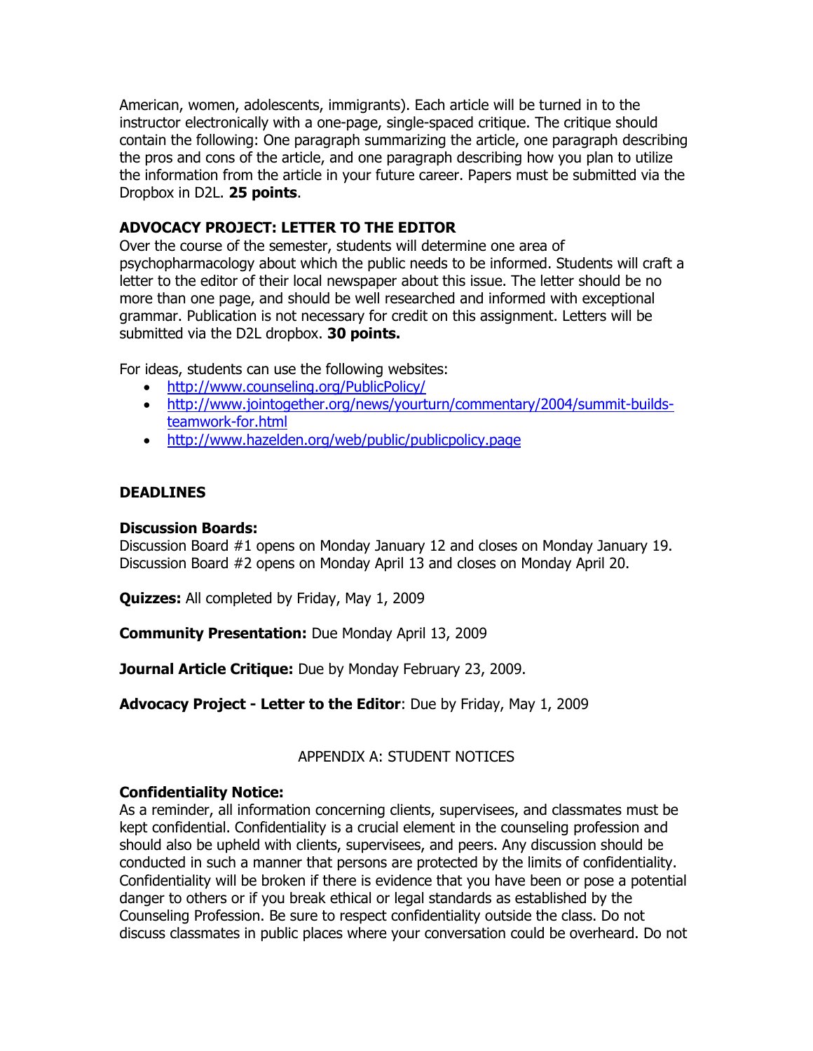American, women, adolescents, immigrants). Each article will be turned in to the instructor electronically with a one-page, single-spaced critique. The critique should contain the following: One paragraph summarizing the article, one paragraph describing the pros and cons of the article, and one paragraph describing how you plan to utilize the information from the article in your future career. Papers must be submitted via the Dropbox in D2L. **25 points**.

**ADVOCACY PROJECT: LETTER TO THE EDITOR**

Over the course of the semester, students will determine one area of psychopharmacology about which the public needs to be informed. Students will craft a letter to the editor of their local newspaper about this issue. The letter should be no more than one page, and should be well researched and informed with exceptional grammar. Publication is not necessary for credit on this assignment. Letters will be submitted via the D2L dropbox. **30 points.**

For ideas, students can use the following websites:

- http://www.counseling.org/PublicPolicy/
- http://www.jointogether.org/news/yourturn/commentary/2004/summit-builds-teamwork-for.html
- http://www.hazelden.org/web/public/publicpolicy.page

**DEADLINES**

**Discussion Boards:**

Discussion Board #1 opens on Monday January 12 and closes on Monday January 19.
Discussion Board #2 opens on Monday April 13 and closes on Monday April 20.

**Quizzes:** All completed by Friday, May 1, 2009

**Community Presentation:** Due Monday April 13, 2009

**Journal Article Critique:** Due by Monday February 23, 2009.

**Advocacy Project - Letter to the Editor**: Due by Friday, May 1, 2009

APPENDIX A: STUDENT NOTICES

**Confidentiality Notice:**

As a reminder, all information concerning clients, supervisees, and classmates must be kept confidential. Confidentiality is a crucial element in the counseling profession and should also be upheld with clients, supervisees, and peers. Any discussion should be conducted in such a manner that persons are protected by the limits of confidentiality. Confidentiality will be broken if there is evidence that you have been or pose a potential danger to others or if you break ethical or legal standards as established by the Counseling Profession. Be sure to respect confidentiality outside the class. Do not discuss classmates in public places where your conversation could be overheard. Do not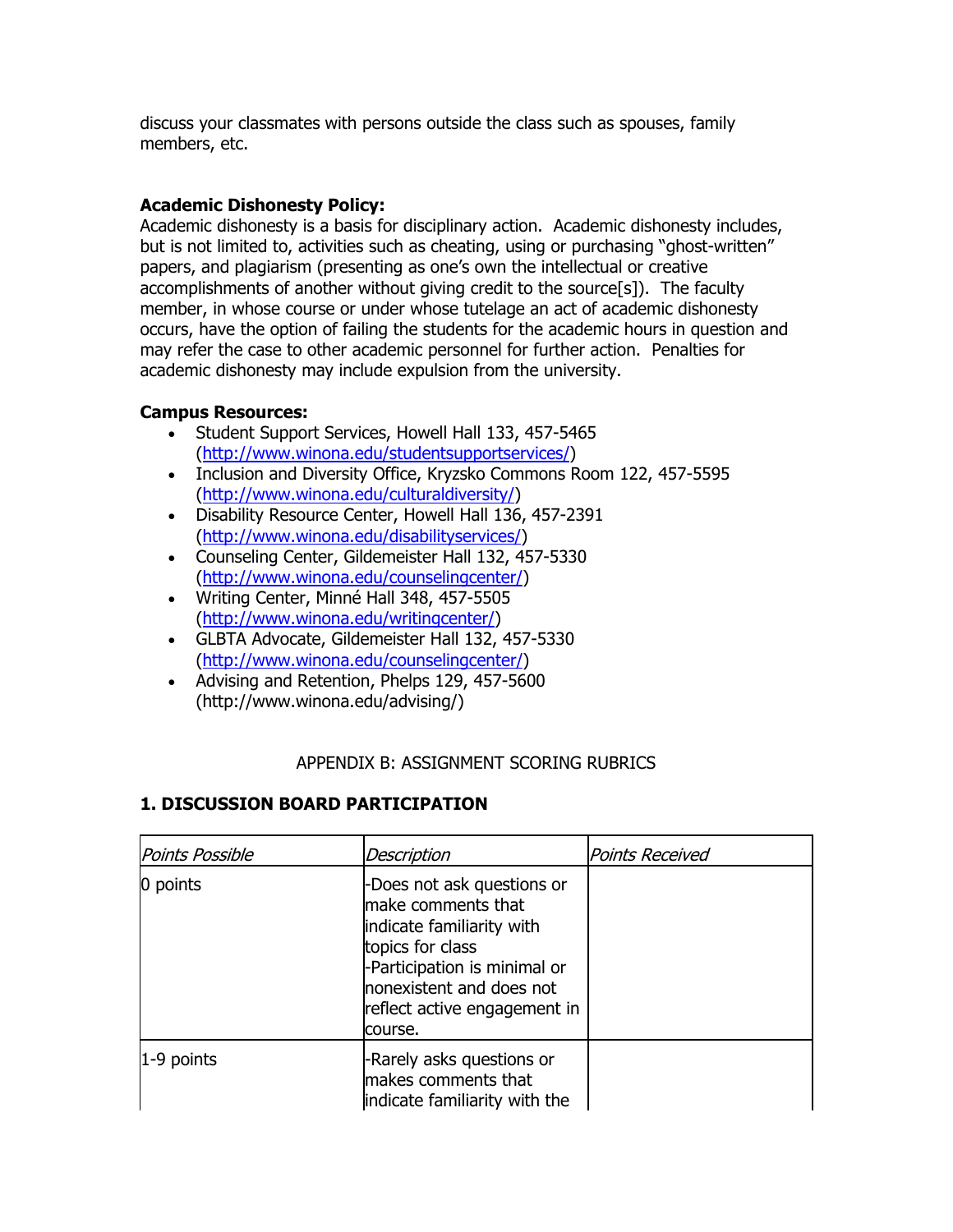discuss your classmates with persons outside the class such as spouses, family members, etc.

**Academic Dishonesty Policy:**
Academic dishonesty is a basis for disciplinary action. Academic dishonesty includes, but is not limited to, activities such as cheating, using or purchasing "ghost-written" papers, and plagiarism (presenting as one's own the intellectual or creative accomplishments of another without giving credit to the source[s]). The faculty member, in whose course or under whose tutelage an act of academic dishonesty occurs, have the option of failing the students for the academic hours in question and may refer the case to other academic personnel for further action. Penalties for academic dishonesty may include expulsion from the university.

**Campus Resources:**

- Student Support Services, Howell Hall 133, 457-5465 (http://www.winona.edu/studentsupportservices/)
- Inclusion and Diversity Office, Kryzsko Commons Room 122, 457-5595 (http://www.winona.edu/culturaldiversity/)
- Disability Resource Center, Howell Hall 136, 457-2391 (http://www.winona.edu/disabilityservices/)
- Counseling Center, Gildemeister Hall 132, 457-5330 (http://www.winona.edu/counselingcenter/)
- Writing Center, Minné Hall 348, 457-5505 (http://www.winona.edu/writingcenter/)
- GLBTA Advocate, Gildemeister Hall 132, 457-5330 (http://www.winona.edu/counselingcenter/)
- Advising and Retention, Phelps 129, 457-5600 (http://www.winona.edu/advising/)

APPENDIX B: ASSIGNMENT SCORING RUBRICS

## 1. DISCUSSION BOARD PARTICIPATION

| *Points Possible* | *Description* | *Points Received* |
|---|---|---|
| 0 points | -Does not ask questions or make comments that indicate familiarity with topics for class<br>-Participation is minimal or nonexistent and does not reflect active engagement in course. | |
| 1-9 points | -Rarely asks questions or makes comments that indicate familiarity with the | |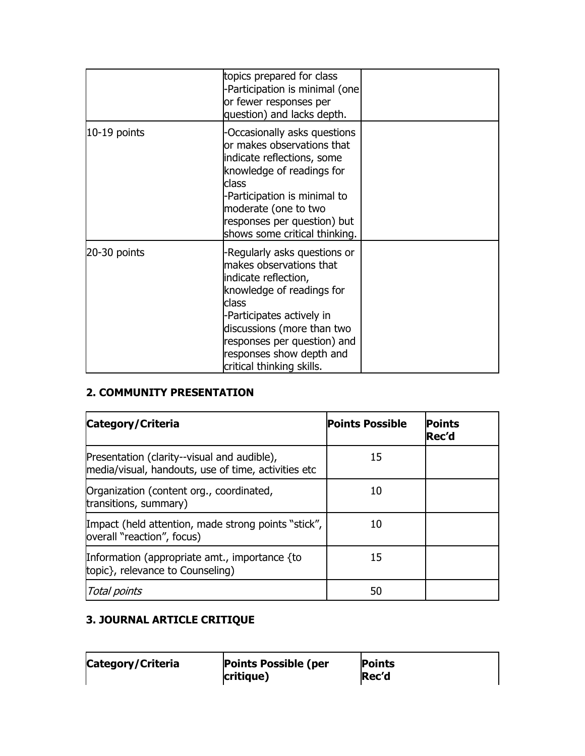| | | |
|---|---|---|
| | topics prepared for class<br>-Participation is minimal (one or fewer responses per question) and lacks depth. | |
| 10-19 points | -Occasionally asks questions or makes observations that indicate reflections, some knowledge of readings for class<br>-Participation is minimal to moderate (one to two responses per question) but shows some critical thinking. | |
| 20-30 points | -Regularly asks questions or makes observations that indicate reflection, knowledge of readings for class<br>-Participates actively in discussions (more than two responses per question) and responses show depth and critical thinking skills. | |

### 2. COMMUNITY PRESENTATION

| Category/Criteria | Points Possible | Points Rec'd |
|---|---|---|
| Presentation (clarity--visual and audible), media/visual, handouts, use of time, activities etc | 15 | |
| Organization (content org., coordinated, transitions, summary) | 10 | |
| Impact (held attention, made strong points "stick", overall "reaction", focus) | 10 | |
| Information (appropriate amt., importance {to topic}, relevance to Counseling) | 15 | |
| *Total points* | 50 | |

### 3. JOURNAL ARTICLE CRITIQUE

| Category/Criteria | Points Possible (per critique) | Points Rec'd |
|---|---|---|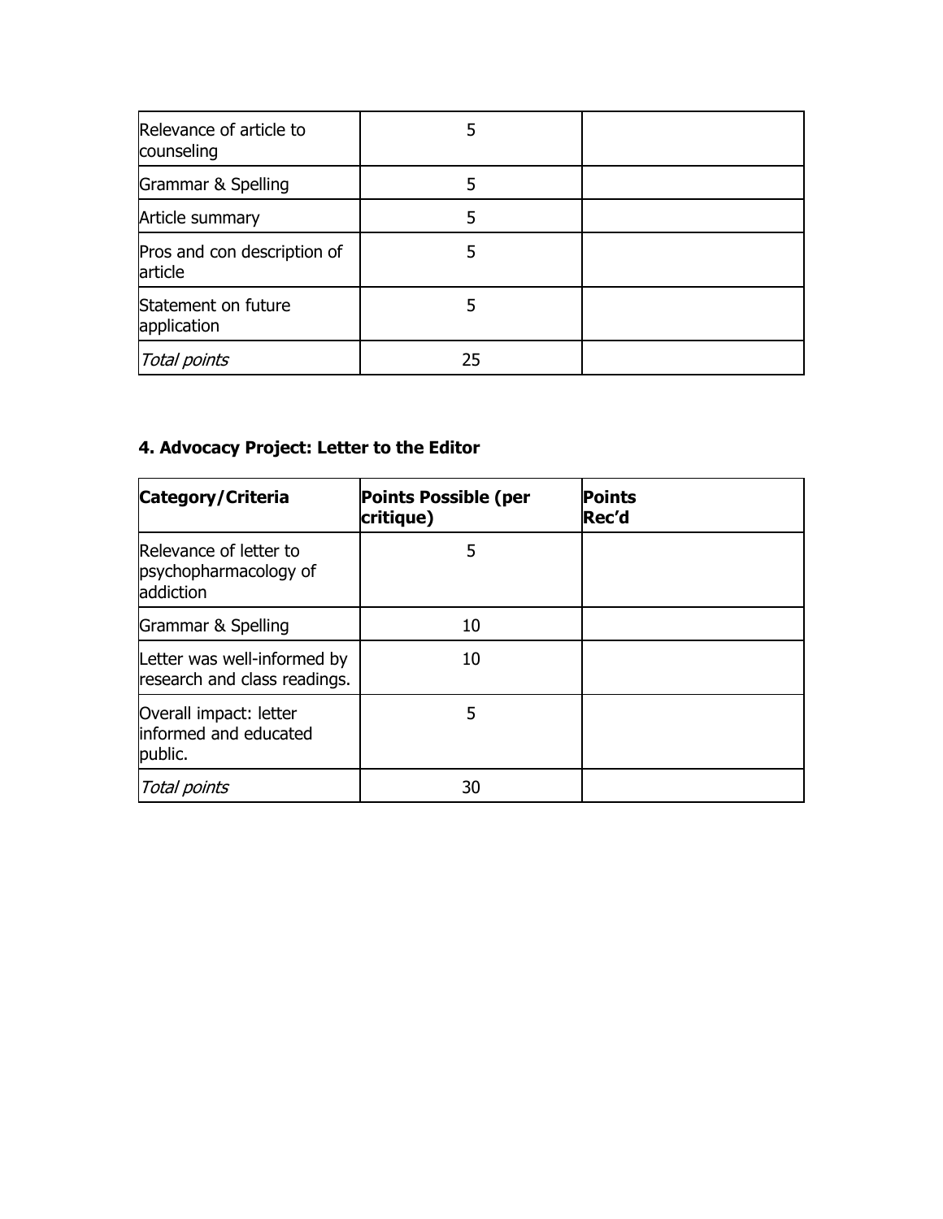| | | |
|---|---|---|
| Relevance of article to counseling | 5 | |
| Grammar & Spelling | 5 | |
| Article summary | 5 | |
| Pros and con description of article | 5 | |
| Statement on future application | 5 | |
| *Total points* | 25 | |

### 4. Advocacy Project: Letter to the Editor

| Category/Criteria | Points Possible (per critique) | Points Rec'd |
|---|---|---|
| Relevance of letter to psychopharmacology of addiction | 5 | |
| Grammar & Spelling | 10 | |
| Letter was well-informed by research and class readings. | 10 | |
| Overall impact: letter informed and educated public. | 5 | |
| *Total points* | 30 | |